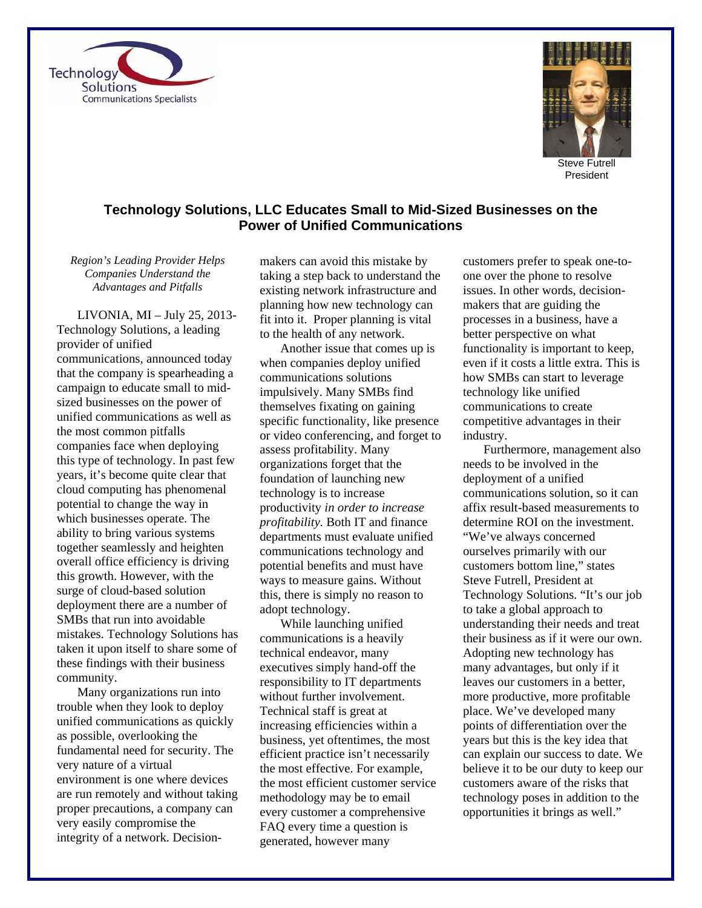Technology Solutions
Communications Specialists

Steve Futrell
President

# Technology Solutions, LLC Educates Small to Mid-Sized Businesses on the Power of Unified Communications

*Region's Leading Provider Helps Companies Understand the Advantages and Pitfalls*

LIVONIA, MI – July 25, 2013- Technology Solutions, a leading provider of unified communications, announced today that the company is spearheading a campaign to educate small to mid-sized businesses on the power of unified communications as well as the most common pitfalls companies face when deploying this type of technology. In past few years, it's become quite clear that cloud computing has phenomenal potential to change the way in which businesses operate. The ability to bring various systems together seamlessly and heighten overall office efficiency is driving this growth. However, with the surge of cloud-based solution deployment there are a number of SMBs that run into avoidable mistakes. Technology Solutions has taken it upon itself to share some of these findings with their business community.

Many organizations run into trouble when they look to deploy unified communications as quickly as possible, overlooking the fundamental need for security. The very nature of a virtual environment is one where devices are run remotely and without taking proper precautions, a company can very easily compromise the integrity of a network. Decision-makers can avoid this mistake by taking a step back to understand the existing network infrastructure and planning how new technology can fit into it. Proper planning is vital to the health of any network.

Another issue that comes up is when companies deploy unified communications solutions impulsively. Many SMBs find themselves fixating on gaining specific functionality, like presence or video conferencing, and forget to assess profitability. Many organizations forget that the foundation of launching new technology is to increase productivity *in order to increase profitability.* Both IT and finance departments must evaluate unified communications technology and potential benefits and must have ways to measure gains. Without this, there is simply no reason to adopt technology.

While launching unified communications is a heavily technical endeavor, many executives simply hand-off the responsibility to IT departments without further involvement. Technical staff is great at increasing efficiencies within a business, yet oftentimes, the most efficient practice isn't necessarily the most effective. For example, the most efficient customer service methodology may be to email every customer a comprehensive FAQ every time a question is generated, however many customers prefer to speak one-to-one over the phone to resolve issues. In other words, decision-makers that are guiding the processes in a business, have a better perspective on what functionality is important to keep, even if it costs a little extra. This is how SMBs can start to leverage technology like unified communications to create competitive advantages in their industry.

Furthermore, management also needs to be involved in the deployment of a unified communications solution, so it can affix result-based measurements to determine ROI on the investment. "We've always concerned ourselves primarily with our customers bottom line," states Steve Futrell, President at Technology Solutions. "It's our job to take a global approach to understanding their needs and treat their business as if it were our own. Adopting new technology has many advantages, but only if it leaves our customers in a better, more productive, more profitable place. We've developed many points of differentiation over the years but this is the key idea that can explain our success to date. We believe it to be our duty to keep our customers aware of the risks that technology poses in addition to the opportunities it brings as well."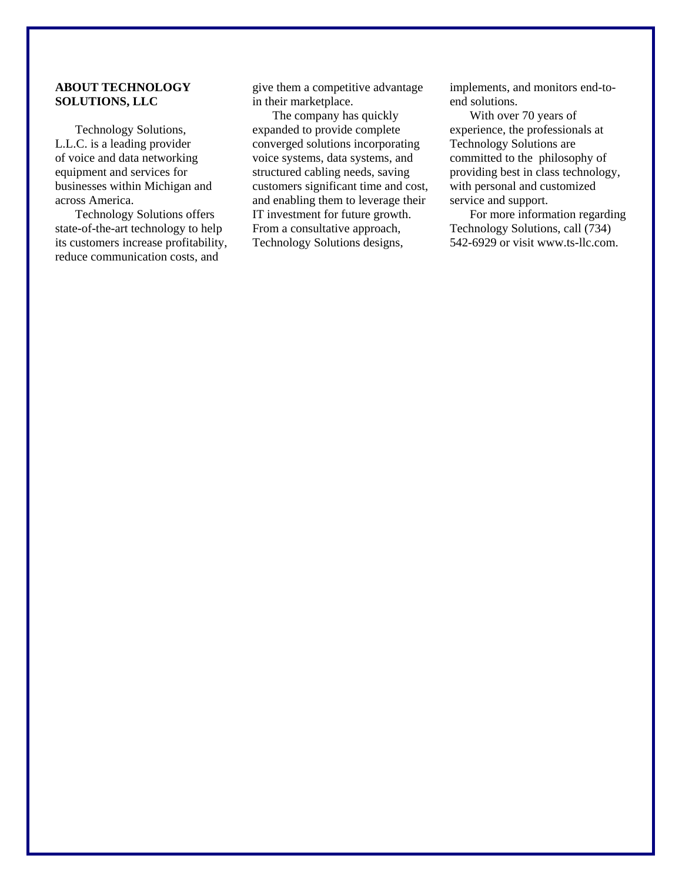**ABOUT TECHNOLOGY SOLUTIONS, LLC**

Technology Solutions, L.L.C. is a leading provider of voice and data networking equipment and services for businesses within Michigan and across America.

Technology Solutions offers state-of-the-art technology to help its customers increase profitability, reduce communication costs, and give them a competitive advantage in their marketplace.

The company has quickly expanded to provide complete converged solutions incorporating voice systems, data systems, and structured cabling needs, saving customers significant time and cost, and enabling them to leverage their IT investment for future growth. From a consultative approach, Technology Solutions designs, implements, and monitors end-to-end solutions.

With over 70 years of experience, the professionals at Technology Solutions are committed to the philosophy of providing best in class technology, with personal and customized service and support.

For more information regarding Technology Solutions, call (734) 542-6929 or visit www.ts-llc.com.